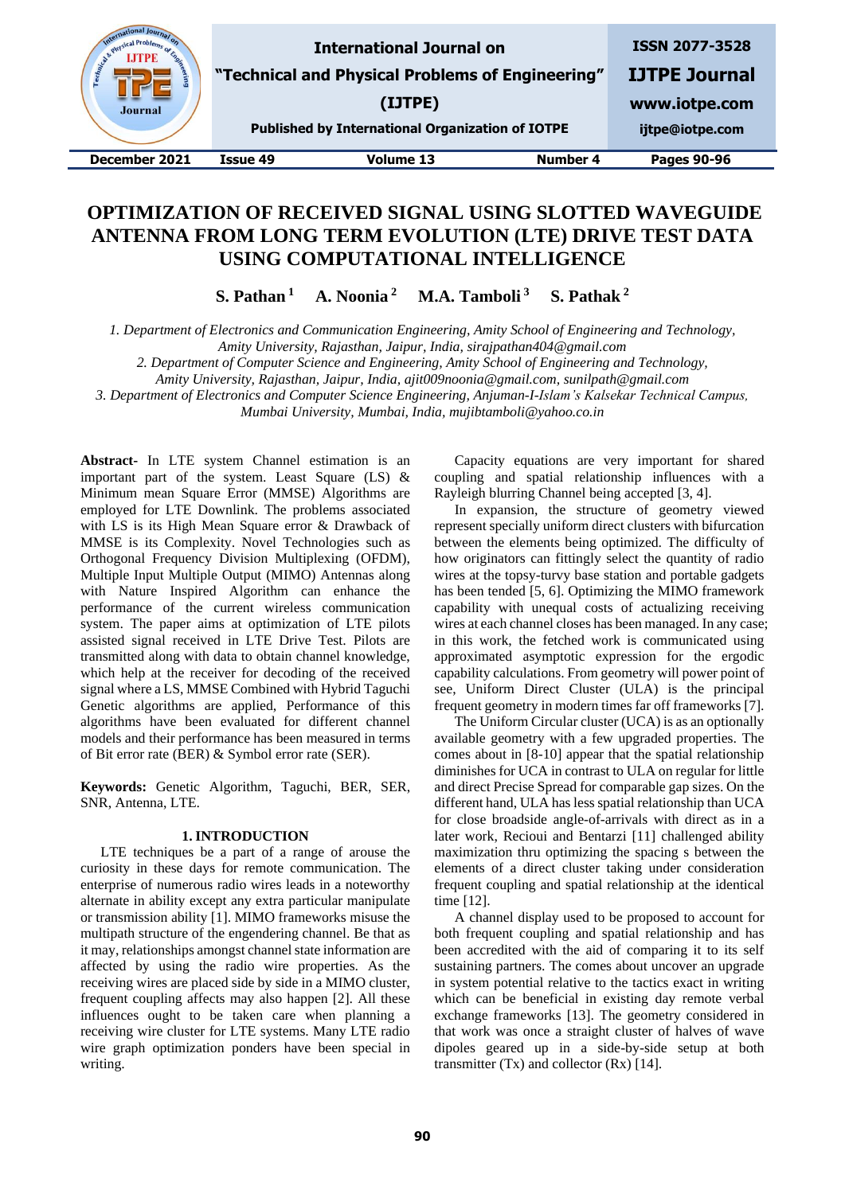# OPTIMIZATION OF RECEIVED SIGNAL USING SLOTTED WAVEGUIDE ANTENNA FROM LONG TERM EVOLUTION (LTE) DRIVE TEST DATA USING COMPUTATIONAL INTELLIGENCE

**S. Pathan [1] A. Noonia [2] M.A. Tamboli [3] S. Pathak [2]**

*1. Department of Electronics and Communication Engineering, Amity School of Engineering and Technology, Amity University, Rajasthan, Jaipur, India, sirajpathan404@gmail.com*
*2. Department of Computer Science and Engineering, Amity School of Engineering and Technology, Amity University, Rajasthan, Jaipur, India, ajit009noonia@gmail.com, sunilpath@gmail.com*
*3. Department of Electronics and Computer Science Engineering, Anjuman-I-Islam's Kalsekar Technical Campus, Mumbai University, Mumbai, India, mujibtamboli@yahoo.co.in*

**Abstract-** In LTE system Channel estimation is an important part of the system. Least Square (LS) & Minimum mean Square Error (MMSE) Algorithms are employed for LTE Downlink. The problems associated with LS is its High Mean Square error & Drawback of MMSE is its Complexity. Novel Technologies such as Orthogonal Frequency Division Multiplexing (OFDM), Multiple Input Multiple Output (MIMO) Antennas along with Nature Inspired Algorithm can enhance the performance of the current wireless communication system. The paper aims at optimization of LTE pilots assisted signal received in LTE Drive Test. Pilots are transmitted along with data to obtain channel knowledge, which help at the receiver for decoding of the received signal where a LS, MMSE Combined with Hybrid Taguchi Genetic algorithms are applied, Performance of this algorithms have been evaluated for different channel models and their performance has been measured in terms of Bit error rate (BER) & Symbol error rate (SER).

**Keywords:** Genetic Algorithm, Taguchi, BER, SER, SNR, Antenna, LTE.

## 1. INTRODUCTION

LTE techniques be a part of a range of arouse the curiosity in these days for remote communication. The enterprise of numerous radio wires leads in a noteworthy alternate in ability except any extra particular manipulate or transmission ability [1]. MIMO frameworks misuse the multipath structure of the engendering channel. Be that as it may, relationships amongst channel state information are affected by using the radio wire properties. As the receiving wires are placed side by side in a MIMO cluster, frequent coupling affects may also happen [2]. All these influences ought to be taken care when planning a receiving wire cluster for LTE systems. Many LTE radio wire graph optimization ponders have been special in writing.

Capacity equations are very important for shared coupling and spatial relationship influences with a Rayleigh blurring Channel being accepted [3, 4].

In expansion, the structure of geometry viewed represent specially uniform direct clusters with bifurcation between the elements being optimized. The difficulty of how originators can fittingly select the quantity of radio wires at the topsy-turvy base station and portable gadgets has been tended [5, 6]. Optimizing the MIMO framework capability with unequal costs of actualizing receiving wires at each channel closes has been managed. In any case; in this work, the fetched work is communicated using approximated asymptotic expression for the ergodic capability calculations. From geometry will power point of see, Uniform Direct Cluster (ULA) is the principal frequent geometry in modern times far off frameworks [7].

The Uniform Circular cluster (UCA) is as an optionally available geometry with a few upgraded properties. The comes about in [8-10] appear that the spatial relationship diminishes for UCA in contrast to ULA on regular for little and direct Precise Spread for comparable gap sizes. On the different hand, ULA has less spatial relationship than UCA for close broadside angle-of-arrivals with direct as in a later work, Recioui and Bentarzi [11] challenged ability maximization thru optimizing the spacing s between the elements of a direct cluster taking under consideration frequent coupling and spatial relationship at the identical time [12].

A channel display used to be proposed to account for both frequent coupling and spatial relationship and has been accredited with the aid of comparing it to its self sustaining partners. The comes about uncover an upgrade in system potential relative to the tactics exact in writing which can be beneficial in existing day remote verbal exchange frameworks [13]. The geometry considered in that work was once a straight cluster of halves of wave dipoles geared up in a side-by-side setup at both transmitter (Tx) and collector (Rx) [14].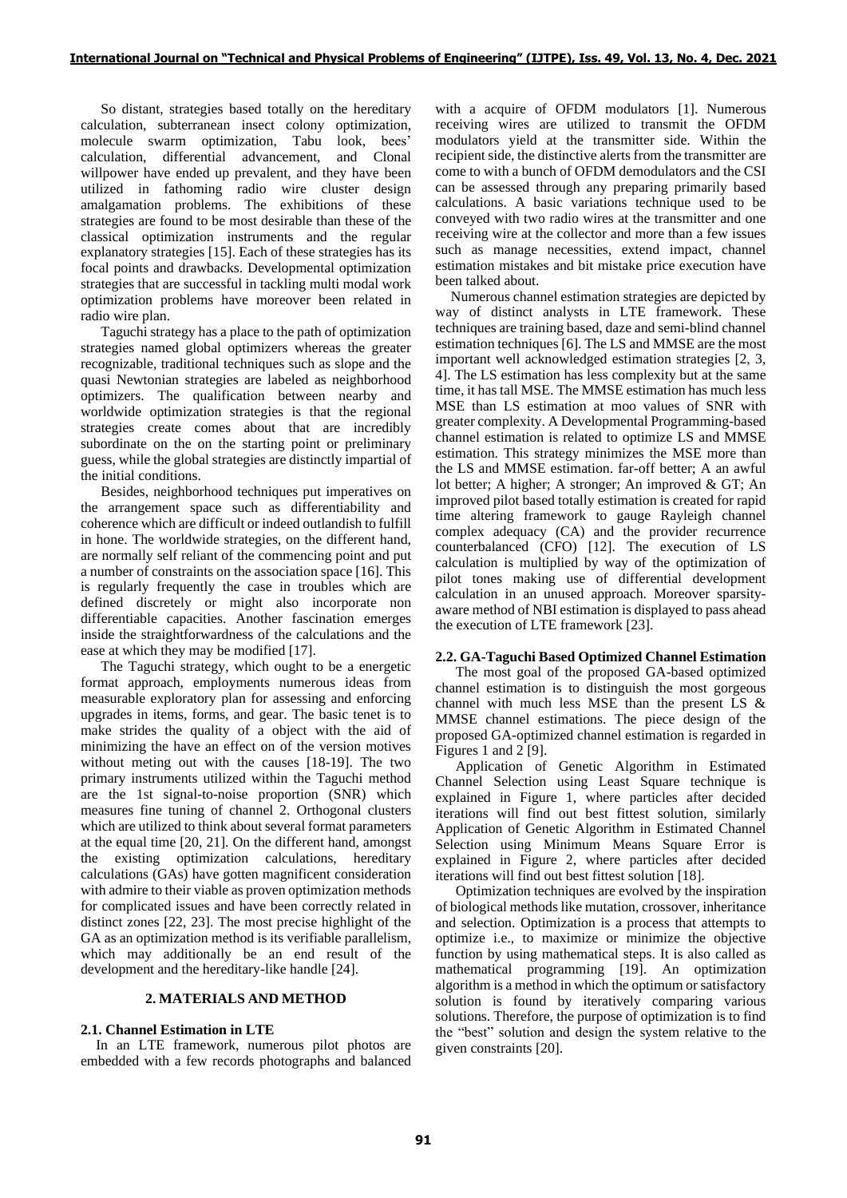So distant, strategies based totally on the hereditary calculation, subterranean insect colony optimization, molecule swarm optimization, Tabu look, bees' calculation, differential advancement, and Clonal willpower have ended up prevalent, and they have been utilized in fathoming radio wire cluster design amalgamation problems. The exhibitions of these strategies are found to be most desirable than these of the classical optimization instruments and the regular explanatory strategies [15]. Each of these strategies has its focal points and drawbacks. Developmental optimization strategies that are successful in tackling multi modal work optimization problems have moreover been related in radio wire plan.

Taguchi strategy has a place to the path of optimization strategies named global optimizers whereas the greater recognizable, traditional techniques such as slope and the quasi Newtonian strategies are labeled as neighborhood optimizers. The qualification between nearby and worldwide optimization strategies is that the regional strategies create comes about that are incredibly subordinate on the on the starting point or preliminary guess, while the global strategies are distinctly impartial of the initial conditions.

Besides, neighborhood techniques put imperatives on the arrangement space such as differentiability and coherence which are difficult or indeed outlandish to fulfill in hone. The worldwide strategies, on the different hand, are normally self reliant of the commencing point and put a number of constraints on the association space [16]. This is regularly frequently the case in troubles which are defined discretely or might also incorporate non differentiable capacities. Another fascination emerges inside the straightforwardness of the calculations and the ease at which they may be modified [17].

The Taguchi strategy, which ought to be a energetic format approach, employments numerous ideas from measurable exploratory plan for assessing and enforcing upgrades in items, forms, and gear. The basic tenet is to make strides the quality of a object with the aid of minimizing the have an effect on of the version motives without meting out with the causes [18-19]. The two primary instruments utilized within the Taguchi method are the 1st signal-to-noise proportion (SNR) which measures fine tuning of channel 2. Orthogonal clusters which are utilized to think about several format parameters at the equal time [20, 21]. On the different hand, amongst the existing optimization calculations, hereditary calculations (GAs) have gotten magnificent consideration with admire to their viable as proven optimization methods for complicated issues and have been correctly related in distinct zones [22, 23]. The most precise highlight of the GA as an optimization method is its verifiable parallelism, which may additionally be an end result of the development and the hereditary-like handle [24].

## 2. MATERIALS AND METHOD

### 2.1. Channel Estimation in LTE

In an LTE framework, numerous pilot photos are embedded with a few records photographs and balanced with a acquire of OFDM modulators [1]. Numerous receiving wires are utilized to transmit the OFDM modulators yield at the transmitter side. Within the recipient side, the distinctive alerts from the transmitter are come to with a bunch of OFDM demodulators and the CSI can be assessed through any preparing primarily based calculations. A basic variations technique used to be conveyed with two radio wires at the transmitter and one receiving wire at the collector and more than a few issues such as manage necessities, extend impact, channel estimation mistakes and bit mistake price execution have been talked about.

Numerous channel estimation strategies are depicted by way of distinct analysts in LTE framework. These techniques are training based, daze and semi-blind channel estimation techniques [6]. The LS and MMSE are the most important well acknowledged estimation strategies [2, 3, 4]. The LS estimation has less complexity but at the same time, it has tall MSE. The MMSE estimation has much less MSE than LS estimation at moo values of SNR with greater complexity. A Developmental Programming-based channel estimation is related to optimize LS and MMSE estimation. This strategy minimizes the MSE more than the LS and MMSE estimation. far-off better; A an awful lot better; A higher; A stronger; An improved & GT; An improved pilot based totally estimation is created for rapid time altering framework to gauge Rayleigh channel complex adequacy (CA) and the provider recurrence counterbalanced (CFO) [12]. The execution of LS calculation is multiplied by way of the optimization of pilot tones making use of differential development calculation in an unused approach. Moreover sparsity-aware method of NBI estimation is displayed to pass ahead the execution of LTE framework [23].

### 2.2. GA-Taguchi Based Optimized Channel Estimation

The most goal of the proposed GA-based optimized channel estimation is to distinguish the most gorgeous channel with much less MSE than the present LS & MMSE channel estimations. The piece design of the proposed GA-optimized channel estimation is regarded in Figures 1 and 2 [9].

Application of Genetic Algorithm in Estimated Channel Selection using Least Square technique is explained in Figure 1, where particles after decided iterations will find out best fittest solution, similarly Application of Genetic Algorithm in Estimated Channel Selection using Minimum Means Square Error is explained in Figure 2, where particles after decided iterations will find out best fittest solution [18].

Optimization techniques are evolved by the inspiration of biological methods like mutation, crossover, inheritance and selection. Optimization is a process that attempts to optimize i.e., to maximize or minimize the objective function by using mathematical steps. It is also called as mathematical programming [19]. An optimization algorithm is a method in which the optimum or satisfactory solution is found by iteratively comparing various solutions. Therefore, the purpose of optimization is to find the "best" solution and design the system relative to the given constraints [20].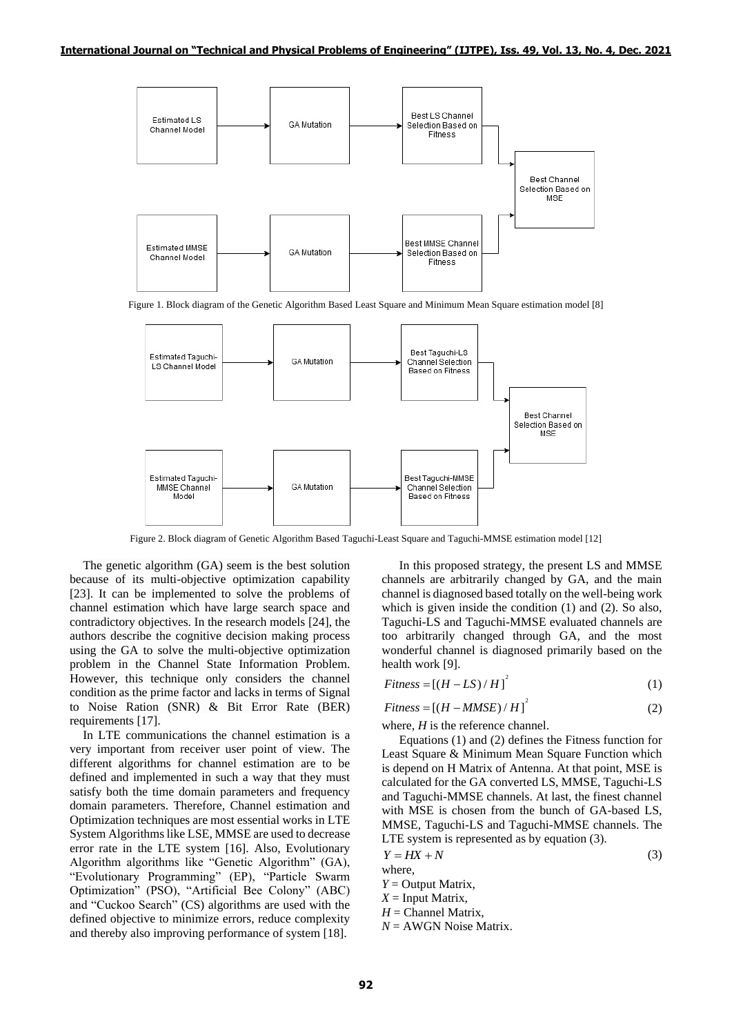Figure 1. Block diagram of the Genetic Algorithm Based Least Square and Minimum Mean Square estimation model [8]

Figure 2. Block diagram of Genetic Algorithm Based Taguchi-Least Square and Taguchi-MMSE estimation model [12]

The genetic algorithm (GA) seem is the best solution because of its multi-objective optimization capability [23]. It can be implemented to solve the problems of channel estimation which have large search space and contradictory objectives. In the research models [24], the authors describe the cognitive decision making process using the GA to solve the multi-objective optimization problem in the Channel State Information Problem. However, this technique only considers the channel condition as the prime factor and lacks in terms of Signal to Noise Ration (SNR) & Bit Error Rate (BER) requirements [17].

In LTE communications the channel estimation is a very important from receiver user point of view. The different algorithms for channel estimation are to be defined and implemented in such a way that they must satisfy both the time domain parameters and frequency domain parameters. Therefore, Channel estimation and Optimization techniques are most essential works in LTE System Algorithms like LSE, MMSE are used to decrease error rate in the LTE system [16]. Also, Evolutionary Algorithm algorithms like "Genetic Algorithm" (GA), "Evolutionary Programming" (EP), "Particle Swarm Optimization" (PSO), "Artificial Bee Colony" (ABC) and "Cuckoo Search" (CS) algorithms are used with the defined objective to minimize errors, reduce complexity and thereby also improving performance of system [18].

In this proposed strategy, the present LS and MMSE channels are arbitrarily changed by GA, and the main channel is diagnosed based totally on the well-being work which is given inside the condition (1) and (2). So also, Taguchi-LS and Taguchi-MMSE evaluated channels are too arbitrarily changed through GA, and the most wonderful channel is diagnosed primarily based on the health work [9].

$$Fitness = [(H - LS)/H]^2 \tag{1}$$

$$Fitness = [(H - MMSE)/H]^2 \tag{2}$$

where, $H$ is the reference channel.

Equations (1) and (2) defines the Fitness function for Least Square & Minimum Mean Square Function which is depend on H Matrix of Antenna. At that point, MSE is calculated for the GA converted LS, MMSE, Taguchi-LS and Taguchi-MMSE channels. At last, the finest channel with MSE is chosen from the bunch of GA-based LS, MMSE, Taguchi-LS and Taguchi-MMSE channels. The LTE system is represented as by equation (3).

$$Y = HX + N \tag{3}$$

where,
$Y$ = Output Matrix,
$X$ = Input Matrix,
$H$ = Channel Matrix,
$N$ = AWGN Noise Matrix.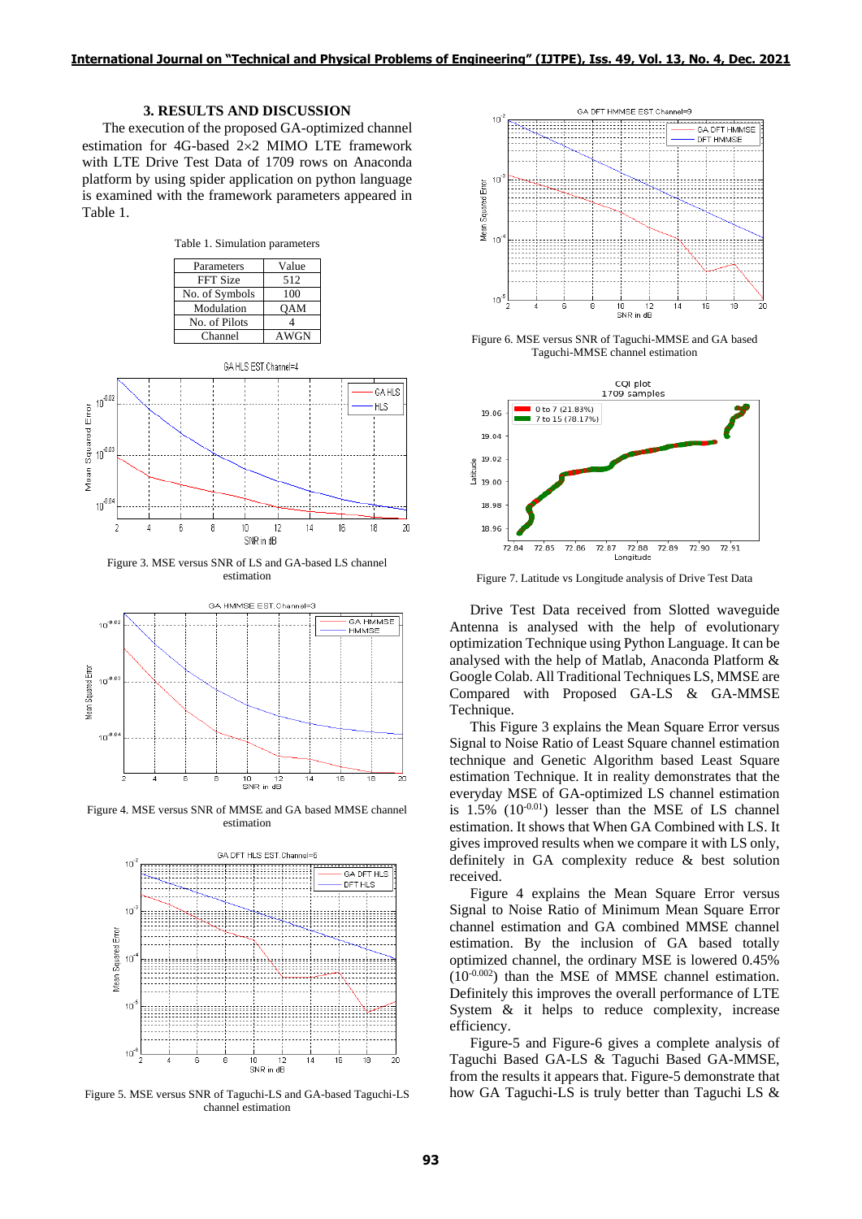## 3. RESULTS AND DISCUSSION

The execution of the proposed GA-optimized channel estimation for 4G-based 2×2 MIMO LTE framework with LTE Drive Test Data of 1709 rows on Anaconda platform by using spider application on python language is examined with the framework parameters appeared in Table 1.

Table 1. Simulation parameters

| Parameters | Value |
|---|---|
| FFT Size | 512 |
| No. of Symbols | 100 |
| Modulation | QAM |
| No. of Pilots | 4 |
| Channel | AWGN |

Figure 3. MSE versus SNR of LS and GA-based LS channel estimation

Figure 4. MSE versus SNR of MMSE and GA based MMSE channel estimation

Figure 5. MSE versus SNR of Taguchi-LS and GA-based Taguchi-LS channel estimation

Figure 6. MSE versus SNR of Taguchi-MMSE and GA based Taguchi-MMSE channel estimation

Figure 7. Latitude vs Longitude analysis of Drive Test Data

Drive Test Data received from Slotted waveguide Antenna is analysed with the help of evolutionary optimization Technique using Python Language. It can be analysed with the help of Matlab, Anaconda Platform & Google Colab. All Traditional Techniques LS, MMSE are Compared with Proposed GA-LS & GA-MMSE Technique.

This Figure 3 explains the Mean Square Error versus Signal to Noise Ratio of Least Square channel estimation technique and Genetic Algorithm based Least Square estimation Technique. It in reality demonstrates that the everyday MSE of GA-optimized LS channel estimation is 1.5% ($10^{-0.01}$) lesser than the MSE of LS channel estimation. It shows that When GA Combined with LS. It gives improved results when we compare it with LS only, definitely in GA complexity reduce & best solution received.

Figure 4 explains the Mean Square Error versus Signal to Noise Ratio of Minimum Mean Square Error channel estimation and GA combined MMSE channel estimation. By the inclusion of GA based totally optimized channel, the ordinary MSE is lowered 0.45% ($10^{-0.002}$) than the MSE of MMSE channel estimation. Definitely this improves the overall performance of LTE System & it helps to reduce complexity, increase efficiency.

Figure-5 and Figure-6 gives a complete analysis of Taguchi Based GA-LS & Taguchi Based GA-MMSE, from the results it appears that. Figure-5 demonstrate that how GA Taguchi-LS is truly better than Taguchi LS &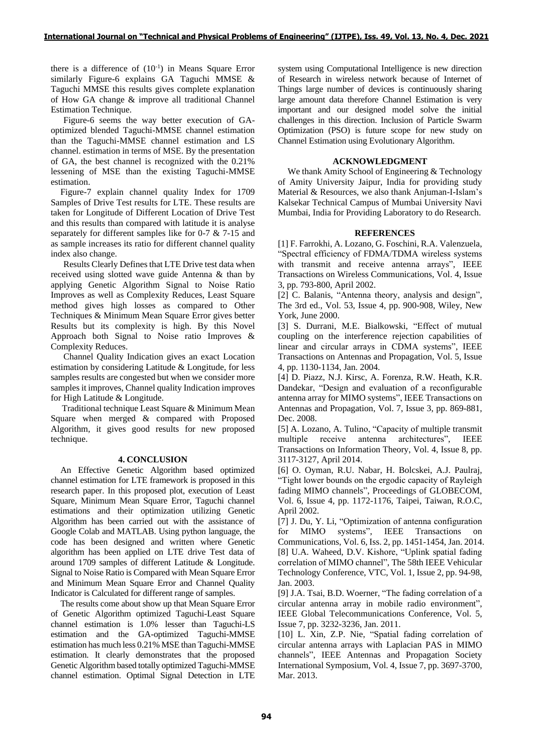there is a difference of $(10^{-1})$ in Means Square Error similarly Figure-6 explains GA Taguchi MMSE & Taguchi MMSE this results gives complete explanation of How GA change & improve all traditional Channel Estimation Technique.

Figure-6 seems the way better execution of GA-optimized blended Taguchi-MMSE channel estimation than the Taguchi-MMSE channel estimation and LS channel. estimation in terms of MSE. By the presentation of GA, the best channel is recognized with the 0.21% lessening of MSE than the existing Taguchi-MMSE estimation.

Figure-7 explain channel quality Index for 1709 Samples of Drive Test results for LTE. These results are taken for Longitude of Different Location of Drive Test and this results than compared with latitude it is analyse separately for different samples like for 0-7 & 7-15 and as sample increases its ratio for different channel quality index also change.

Results Clearly Defines that LTE Drive test data when received using slotted wave guide Antenna & than by applying Genetic Algorithm Signal to Noise Ratio Improves as well as Complexity Reduces, Least Square method gives high losses as compared to Other Techniques & Minimum Mean Square Error gives better Results but its complexity is high. By this Novel Approach both Signal to Noise ratio Improves & Complexity Reduces.

Channel Quality Indication gives an exact Location estimation by considering Latitude & Longitude, for less samples results are congested but when we consider more samples it improves, Channel quality Indication improves for High Latitude & Longitude.

Traditional technique Least Square & Minimum Mean Square when merged & compared with Proposed Algorithm, it gives good results for new proposed technique.

## 4. CONCLUSION

An Effective Genetic Algorithm based optimized channel estimation for LTE framework is proposed in this research paper. In this proposed plot, execution of Least Square, Minimum Mean Square Error, Taguchi channel estimations and their optimization utilizing Genetic Algorithm has been carried out with the assistance of Google Colab and MATLAB. Using python language, the code has been designed and written where Genetic algorithm has been applied on LTE drive Test data of around 1709 samples of different Latitude & Longitude. Signal to Noise Ratio is Compared with Mean Square Error and Minimum Mean Square Error and Channel Quality Indicator is Calculated for different range of samples.

The results come about show up that Mean Square Error of Genetic Algorithm optimized Taguchi-Least Square channel estimation is 1.0% lesser than Taguchi-LS estimation and the GA-optimized Taguchi-MMSE estimation has much less 0.21% MSE than Taguchi-MMSE estimation. It clearly demonstrates that the proposed Genetic Algorithm based totally optimized Taguchi-MMSE channel estimation. Optimal Signal Detection in LTE system using Computational Intelligence is new direction of Research in wireless network because of Internet of Things large number of devices is continuously sharing large amount data therefore Channel Estimation is very important and our designed model solve the initial challenges in this direction. Inclusion of Particle Swarm Optimization (PSO) is future scope for new study on Channel Estimation using Evolutionary Algorithm.

## ACKNOWLEDGMENT

We thank Amity School of Engineering & Technology of Amity University Jaipur, India for providing study Material & Resources, we also thank Anjuman-I-Islam's Kalsekar Technical Campus of Mumbai University Navi Mumbai, India for Providing Laboratory to do Research.

## REFERENCES

[1] F. Farrokhi, A. Lozano, G. Foschini, R.A. Valenzuela, "Spectral efficiency of FDMA/TDMA wireless systems with transmit and receive antenna arrays", IEEE Transactions on Wireless Communications, Vol. 4, Issue 3, pp. 793-800, April 2002.

[2] C. Balanis, "Antenna theory, analysis and design", The 3rd ed., Vol. 53, Issue 4, pp. 900-908, Wiley, New York, June 2000.

[3] S. Durrani, M.E. Bialkowski, "Effect of mutual coupling on the interference rejection capabilities of linear and circular arrays in CDMA systems", IEEE Transactions on Antennas and Propagation, Vol. 5, Issue 4, pp. 1130-1134, Jan. 2004.

[4] D. Piazz, N.J. Kirsc, A. Forenza, R.W. Heath, K.R. Dandekar, "Design and evaluation of a reconfigurable antenna array for MIMO systems", IEEE Transactions on Antennas and Propagation, Vol. 7, Issue 3, pp. 869-881, Dec. 2008.

[5] A. Lozano, A. Tulino, "Capacity of multiple transmit multiple receive antenna architectures", IEEE Transactions on Information Theory, Vol. 4, Issue 8, pp. 3117-3127, April 2014.

[6] O. Oyman, R.U. Nabar, H. Bolcskei, A.J. Paulraj, "Tight lower bounds on the ergodic capacity of Rayleigh fading MIMO channels", Proceedings of GLOBECOM, Vol. 6, Issue 4, pp. 1172-1176, Taipei, Taiwan, R.O.C, April 2002.

[7] J. Du, Y. Li, "Optimization of antenna configuration for MIMO systems", IEEE Transactions on Communications, Vol. 6, Iss. 2, pp. 1451-1454, Jan. 2014.

[8] U.A. Waheed, D.V. Kishore, "Uplink spatial fading correlation of MIMO channel", The 58th IEEE Vehicular Technology Conference, VTC, Vol. 1, Issue 2, pp. 94-98, Jan. 2003.

[9] J.A. Tsai, B.D. Woerner, "The fading correlation of a circular antenna array in mobile radio environment", IEEE Global Telecommunications Conference, Vol. 5, Issue 7, pp. 3232-3236, Jan. 2011.

[10] L. Xin, Z.P. Nie, "Spatial fading correlation of circular antenna arrays with Laplacian PAS in MIMO channels", IEEE Antennas and Propagation Society International Symposium, Vol. 4, Issue 7, pp. 3697-3700, Mar. 2013.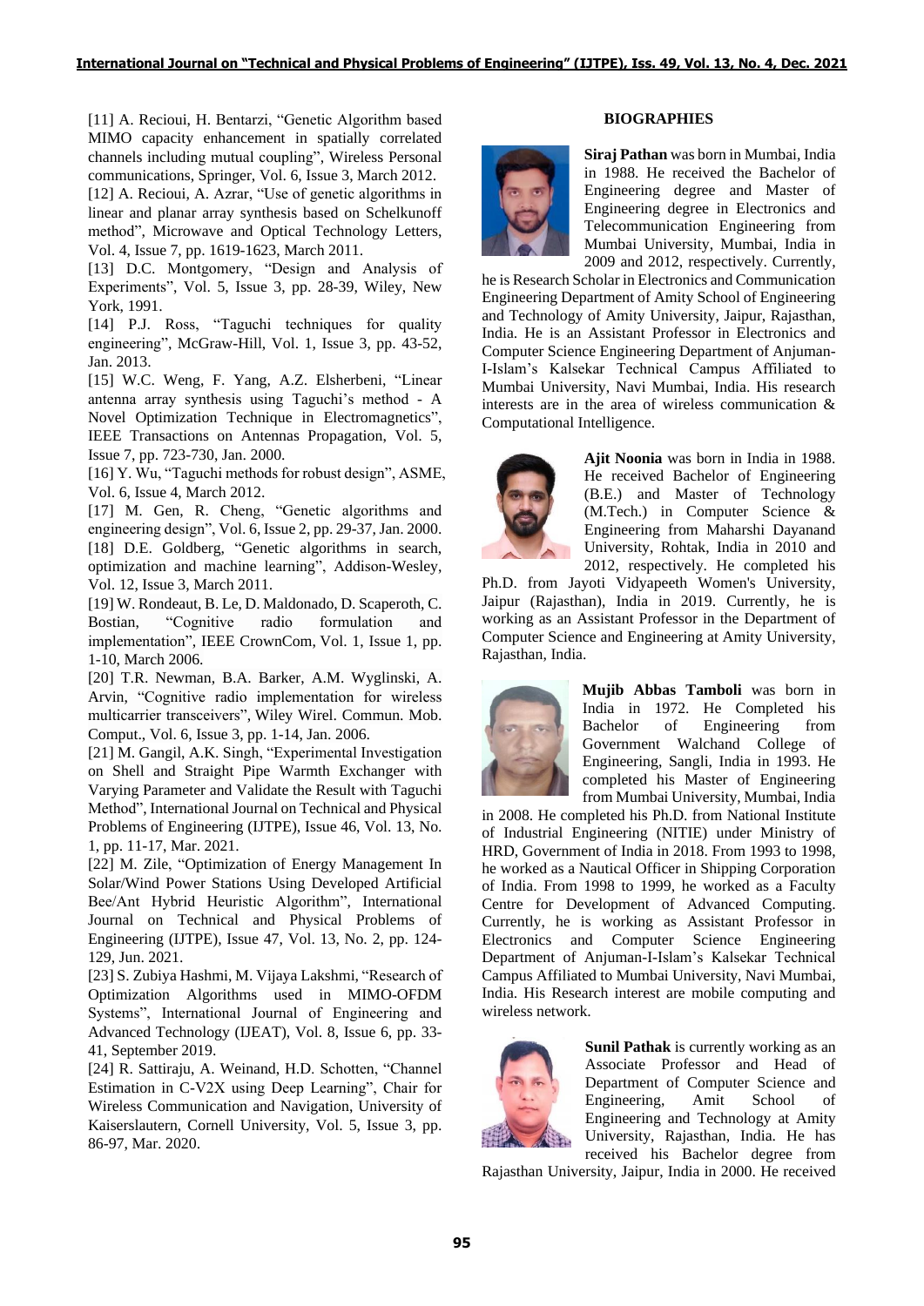[11] A. Recioui, H. Bentarzi, "Genetic Algorithm based MIMO capacity enhancement in spatially correlated channels including mutual coupling", Wireless Personal communications, Springer, Vol. 6, Issue 3, March 2012.

[12] A. Recioui, A. Azrar, "Use of genetic algorithms in linear and planar array synthesis based on Schelkunoff method", Microwave and Optical Technology Letters, Vol. 4, Issue 7, pp. 1619-1623, March 2011.

[13] D.C. Montgomery, "Design and Analysis of Experiments", Vol. 5, Issue 3, pp. 28-39, Wiley, New York, 1991.

[14] P.J. Ross, "Taguchi techniques for quality engineering", McGraw-Hill, Vol. 1, Issue 3, pp. 43-52, Jan. 2013.

[15] W.C. Weng, F. Yang, A.Z. Elsherbeni, "Linear antenna array synthesis using Taguchi's method - A Novel Optimization Technique in Electromagnetics", IEEE Transactions on Antennas Propagation, Vol. 5, Issue 7, pp. 723-730, Jan. 2000.

[16] Y. Wu, "Taguchi methods for robust design", ASME, Vol. 6, Issue 4, March 2012.

[17] M. Gen, R. Cheng, "Genetic algorithms and engineering design", Vol. 6, Issue 2, pp. 29-37, Jan. 2000.

[18] D.E. Goldberg, "Genetic algorithms in search, optimization and machine learning", Addison-Wesley, Vol. 12, Issue 3, March 2011.

[19] W. Rondeaut, B. Le, D. Maldonado, D. Scaperoth, C. Bostian, "Cognitive radio formulation and implementation", IEEE CrownCom, Vol. 1, Issue 1, pp. 1-10, March 2006.

[20] T.R. Newman, B.A. Barker, A.M. Wyglinski, A. Arvin, "Cognitive radio implementation for wireless multicarrier transceivers", Wiley Wirel. Commun. Mob. Comput., Vol. 6, Issue 3, pp. 1-14, Jan. 2006.

[21] M. Gangil, A.K. Singh, "Experimental Investigation on Shell and Straight Pipe Warmth Exchanger with Varying Parameter and Validate the Result with Taguchi Method", International Journal on Technical and Physical Problems of Engineering (IJTPE), Issue 46, Vol. 13, No. 1, pp. 11-17, Mar. 2021.

[22] M. Zile, "Optimization of Energy Management In Solar/Wind Power Stations Using Developed Artificial Bee/Ant Hybrid Heuristic Algorithm", International Journal on Technical and Physical Problems of Engineering (IJTPE), Issue 47, Vol. 13, No. 2, pp. 124-129, Jun. 2021.

[23] S. Zubiya Hashmi, M. Vijaya Lakshmi, "Research of Optimization Algorithms used in MIMO-OFDM Systems", International Journal of Engineering and Advanced Technology (IJEAT), Vol. 8, Issue 6, pp. 33-41, September 2019.

[24] R. Sattiraju, A. Weinand, H.D. Schotten, "Channel Estimation in C-V2X using Deep Learning", Chair for Wireless Communication and Navigation, University of Kaiserslautern, Cornell University, Vol. 5, Issue 3, pp. 86-97, Mar. 2020.

## BIOGRAPHIES

**Siraj Pathan** was born in Mumbai, India in 1988. He received the Bachelor of Engineering degree and Master of Engineering degree in Electronics and Telecommunication Engineering from Mumbai University, Mumbai, India in 2009 and 2012, respectively. Currently, he is Research Scholar in Electronics and Communication Engineering Department of Amity School of Engineering and Technology of Amity University, Jaipur, Rajasthan, India. He is an Assistant Professor in Electronics and Computer Science Engineering Department of Anjuman-I-Islam's Kalsekar Technical Campus Affiliated to Mumbai University, Navi Mumbai, India. His research interests are in the area of wireless communication & Computational Intelligence.

**Ajit Noonia** was born in India in 1988. He received Bachelor of Engineering (B.E.) and Master of Technology (M.Tech.) in Computer Science & Engineering from Maharshi Dayanand University, Rohtak, India in 2010 and 2012, respectively. He completed his Ph.D. from Jayoti Vidyapeeth Women's University, Jaipur (Rajasthan), India in 2019. Currently, he is working as an Assistant Professor in the Department of Computer Science and Engineering at Amity University, Rajasthan, India.

**Mujib Abbas Tamboli** was born in India in 1972. He Completed his Bachelor of Engineering from Government Walchand College of Engineering, Sangli, India in 1993. He completed his Master of Engineering from Mumbai University, Mumbai, India in 2008. He completed his Ph.D. from National Institute of Industrial Engineering (NITIE) under Ministry of HRD, Government of India in 2018. From 1993 to 1998, he worked as a Nautical Officer in Shipping Corporation of India. From 1998 to 1999, he worked as a Faculty Centre for Development of Advanced Computing. Currently, he is working as Assistant Professor in Electronics and Computer Science Engineering Department of Anjuman-I-Islam's Kalsekar Technical Campus Affiliated to Mumbai University, Navi Mumbai, India. His Research interest are mobile computing and wireless network.

**Sunil Pathak** is currently working as an Associate Professor and Head of Department of Computer Science and Engineering, Amit School of Engineering and Technology at Amity University, Rajasthan, India. He has received his Bachelor degree from Rajasthan University, Jaipur, India in 2000. He received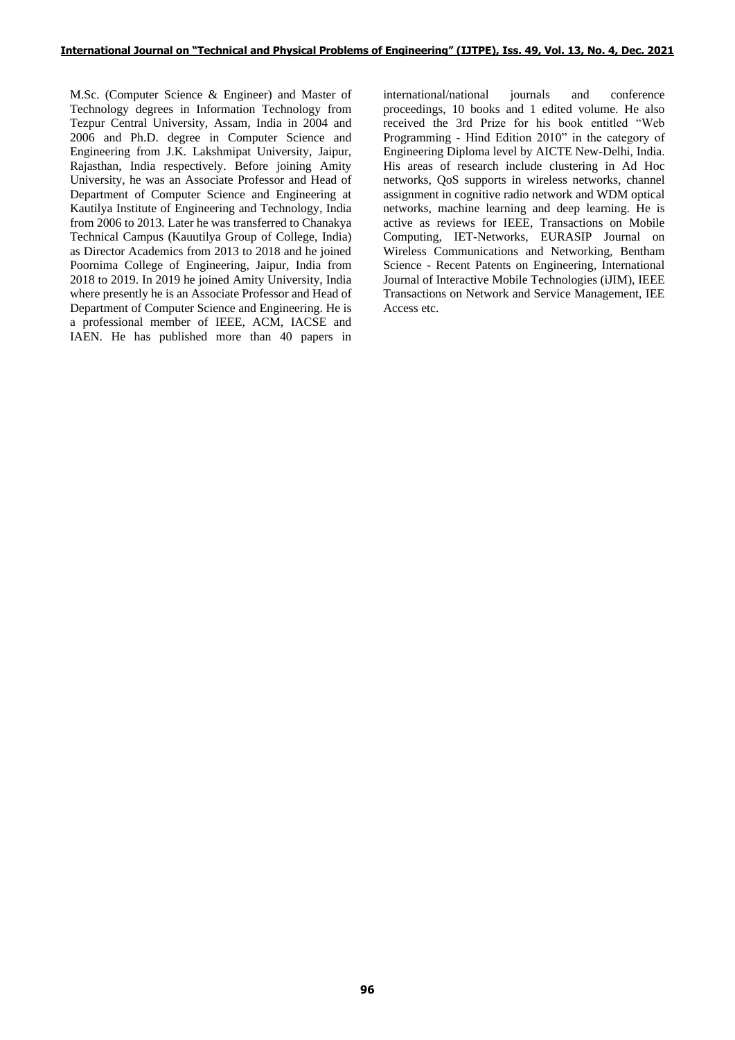M.Sc. (Computer Science & Engineer) and Master of Technology degrees in Information Technology from Tezpur Central University, Assam, India in 2004 and 2006 and Ph.D. degree in Computer Science and Engineering from J.K. Lakshmipat University, Jaipur, Rajasthan, India respectively. Before joining Amity University, he was an Associate Professor and Head of Department of Computer Science and Engineering at Kautilya Institute of Engineering and Technology, India from 2006 to 2013. Later he was transferred to Chanakya Technical Campus (Kauutilya Group of College, India) as Director Academics from 2013 to 2018 and he joined Poornima College of Engineering, Jaipur, India from 2018 to 2019. In 2019 he joined Amity University, India where presently he is an Associate Professor and Head of Department of Computer Science and Engineering. He is a professional member of IEEE, ACM, IACSE and IAEN. He has published more than 40 papers in international/national journals and conference proceedings, 10 books and 1 edited volume. He also received the 3rd Prize for his book entitled "Web Programming - Hind Edition 2010" in the category of Engineering Diploma level by AICTE New-Delhi, India. His areas of research include clustering in Ad Hoc networks, QoS supports in wireless networks, channel assignment in cognitive radio network and WDM optical networks, machine learning and deep learning. He is active as reviews for IEEE, Transactions on Mobile Computing, IET-Networks, EURASIP Journal on Wireless Communications and Networking, Bentham Science - Recent Patents on Engineering, International Journal of Interactive Mobile Technologies (iJIM), IEEE Transactions on Network and Service Management, IEE Access etc.